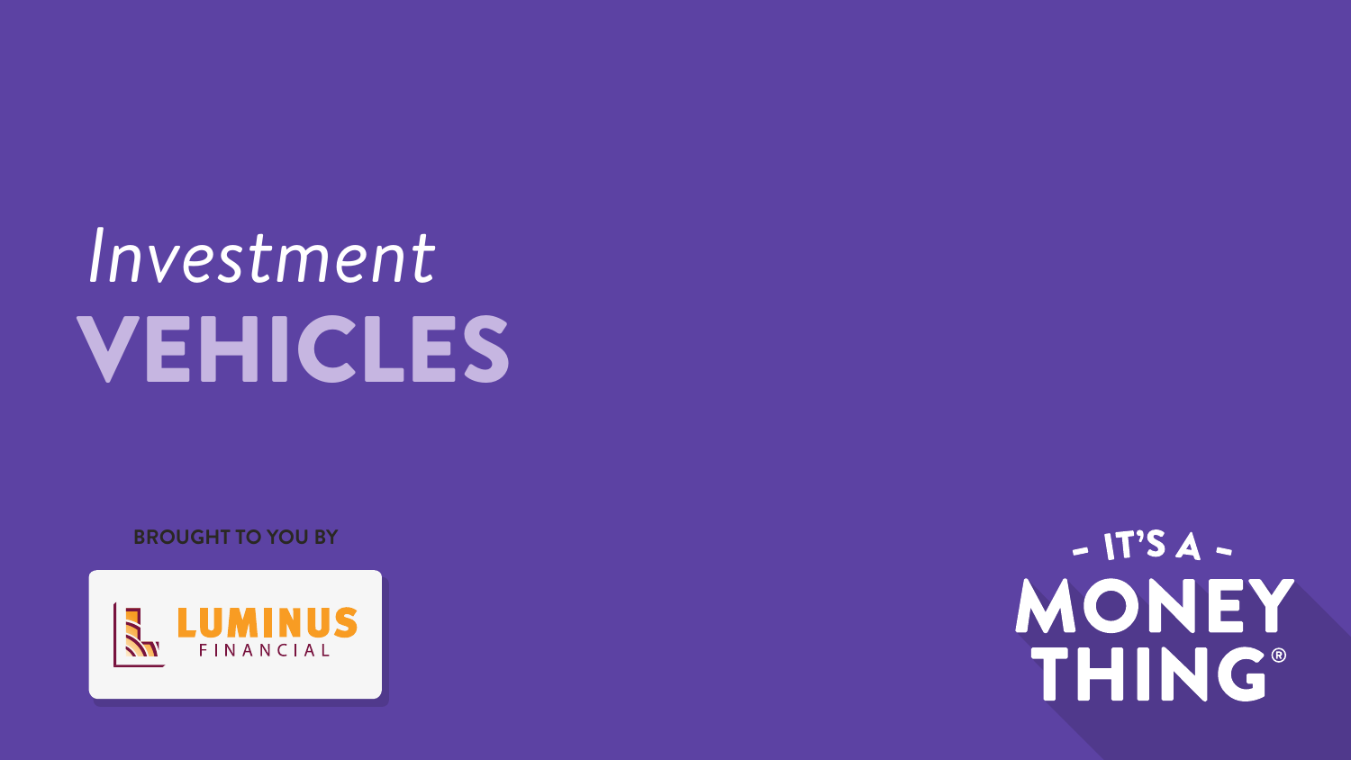# *Investment* VEHICLES

**BROUGHT TO YOU BY**

LUMINUS FINANCIAL

- IT'S A - MONEY THING®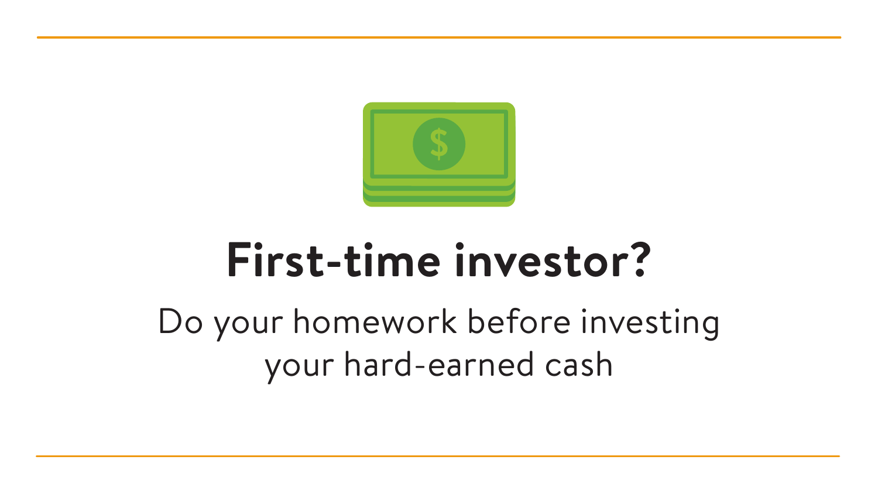# First-time investor?

Do your homework before investing your hard-earned cash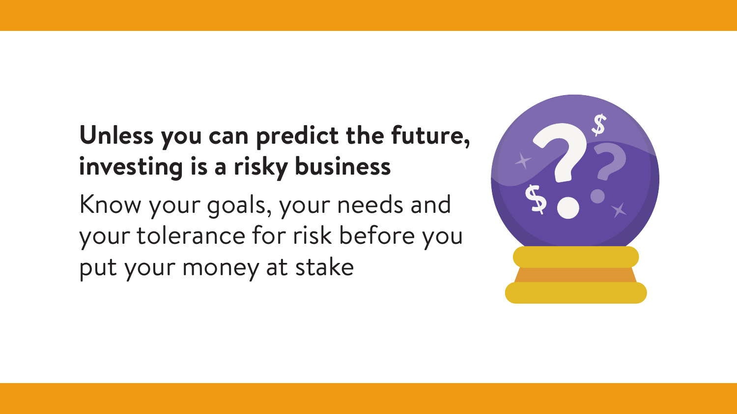**Unless you can predict the future, investing is a risky business**

Know your goals, your needs and your tolerance for risk before you put your money at stake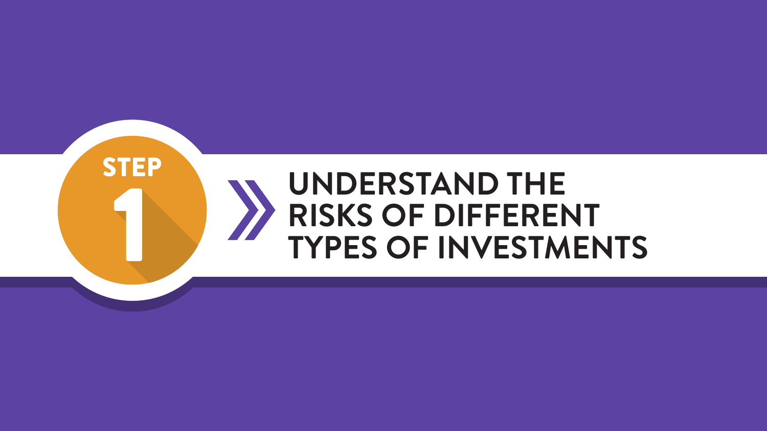**STEP 1**

# UNDERSTAND THE RISKS OF DIFFERENT TYPES OF INVESTMENTS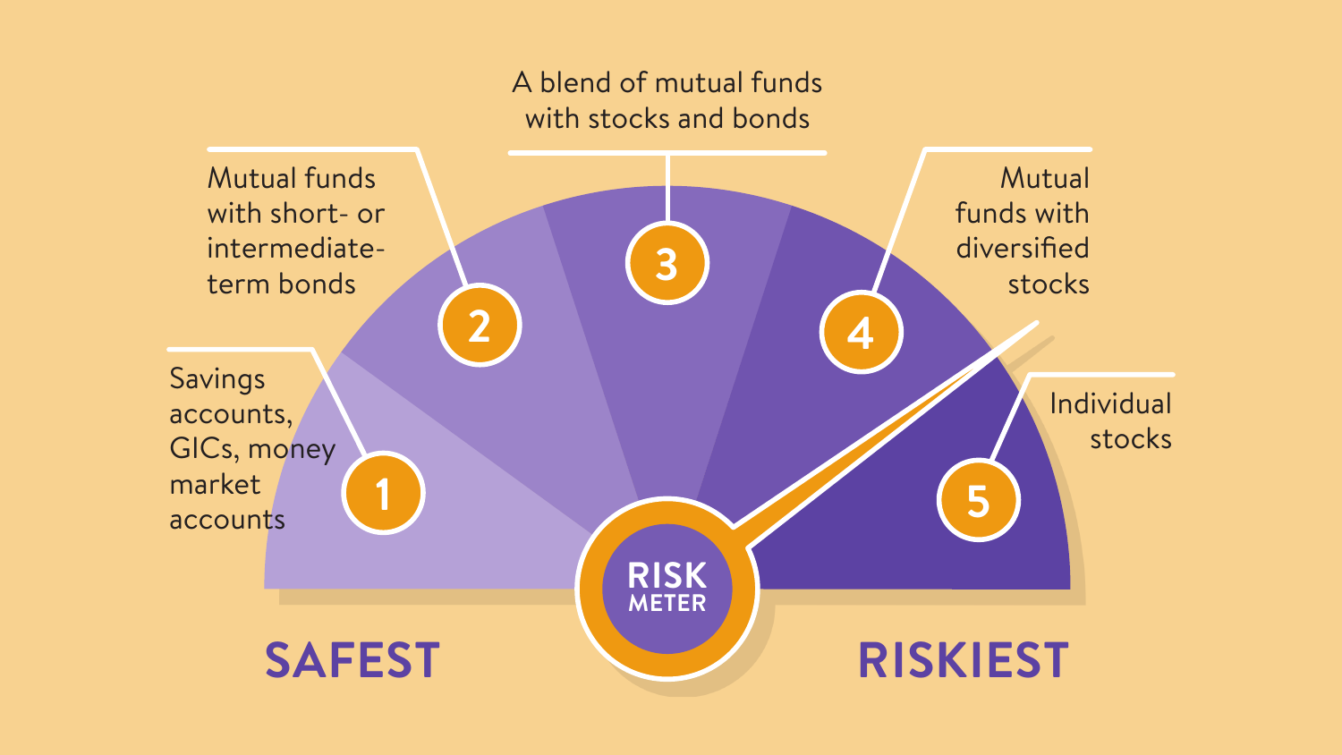A blend of mutual funds with stocks and bonds

Mutual funds with short- or intermediate-term bonds

Mutual funds with diversified stocks

Savings accounts, GICs, money market accounts

Individual stocks

1. Savings accounts, GICs, money market accounts
2. Mutual funds with short- or intermediate-term bonds
3. A blend of mutual funds with stocks and bonds
4. Mutual funds with diversified stocks
5. Individual stocks

**RISK METER**

**SAFEST** **RISKIEST**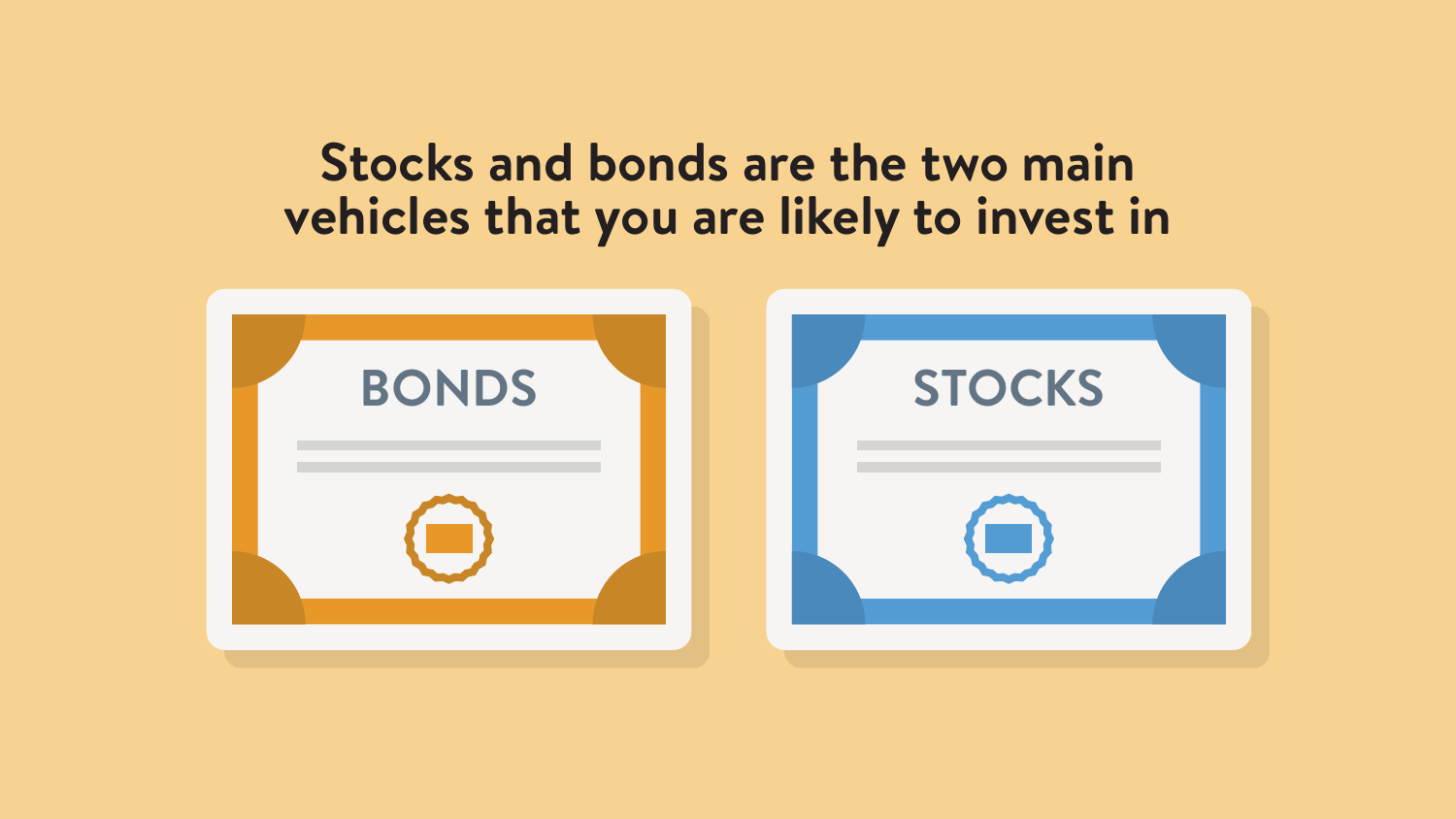# Stocks and bonds are the two main vehicles that you are likely to invest in

BONDS

STOCKS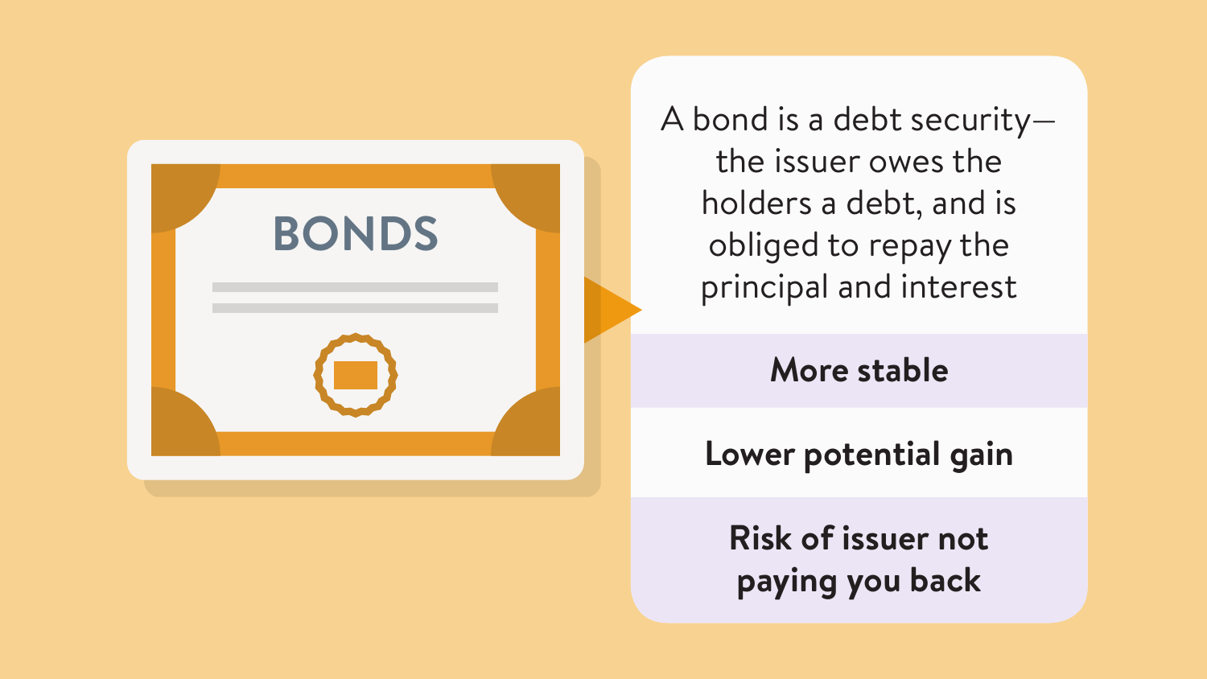BONDS

A bond is a debt security—the issuer owes the holders a debt, and is obliged to repay the principal and interest

**More stable**

**Lower potential gain**

**Risk of issuer not paying you back**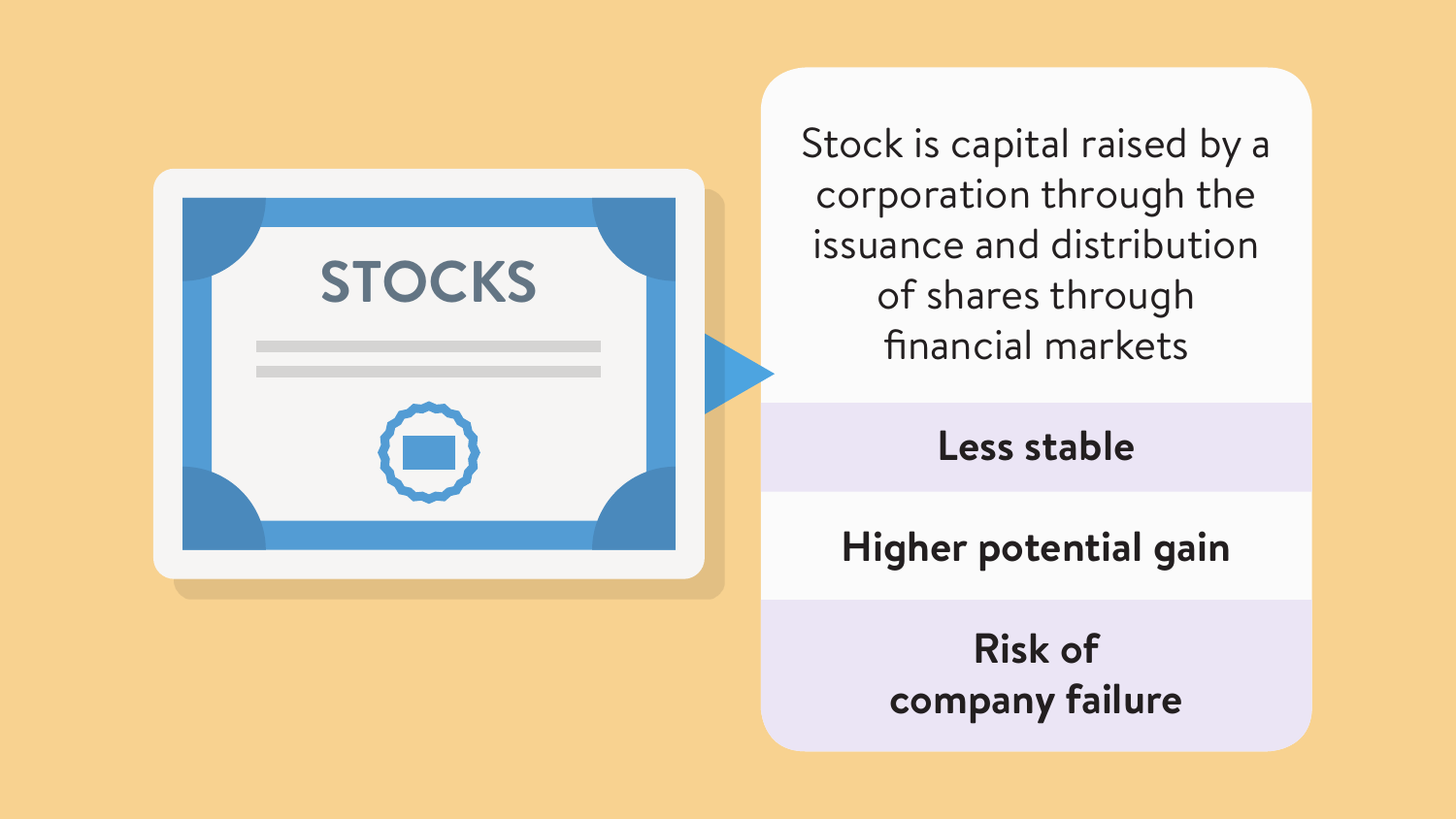# STOCKS

Stock is capital raised by a corporation through the issuance and distribution of shares through financial markets

**Less stable**

**Higher potential gain**

**Risk of company failure**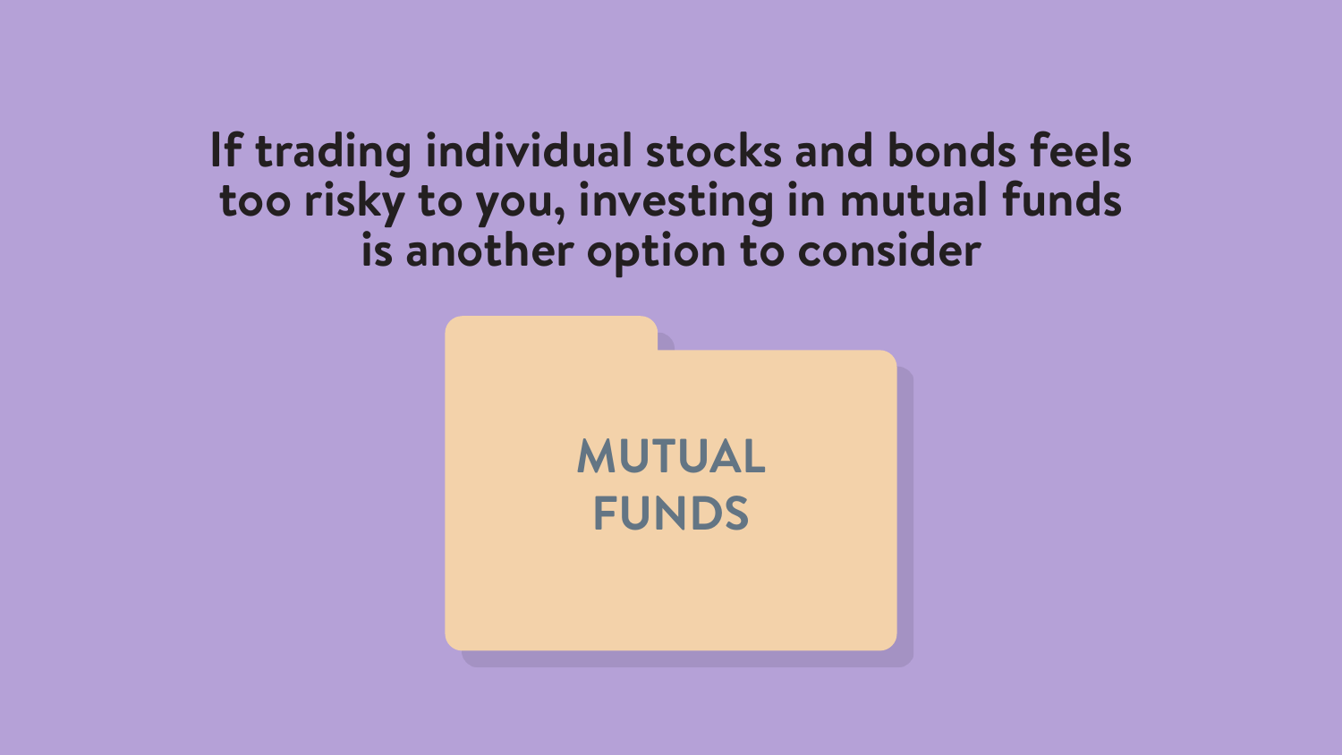**If trading individual stocks and bonds feels too risky to you, investing in mutual funds is another option to consider**

MUTUAL FUNDS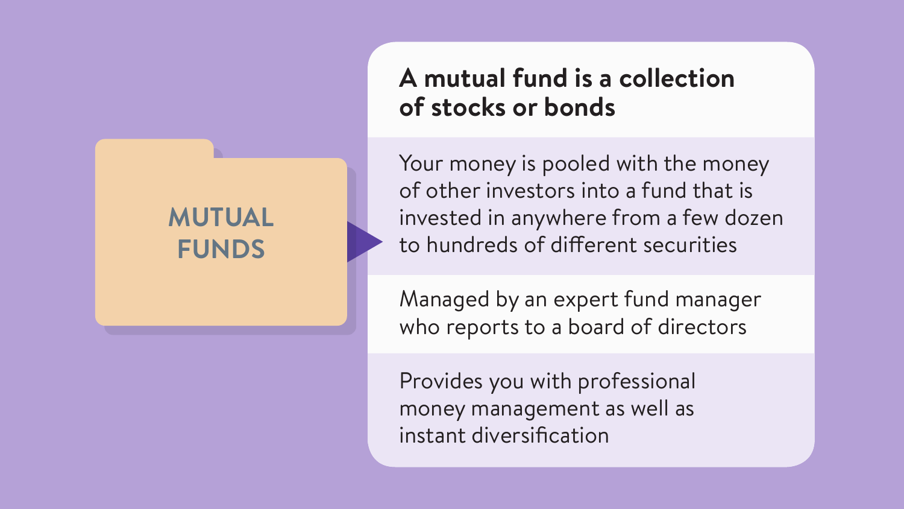## MUTUAL FUNDS

**A mutual fund is a collection of stocks or bonds**

- Your money is pooled with the money of other investors into a fund that is invested in anywhere from a few dozen to hundreds of different securities
- Managed by an expert fund manager who reports to a board of directors
- Provides you with professional money management as well as instant diversification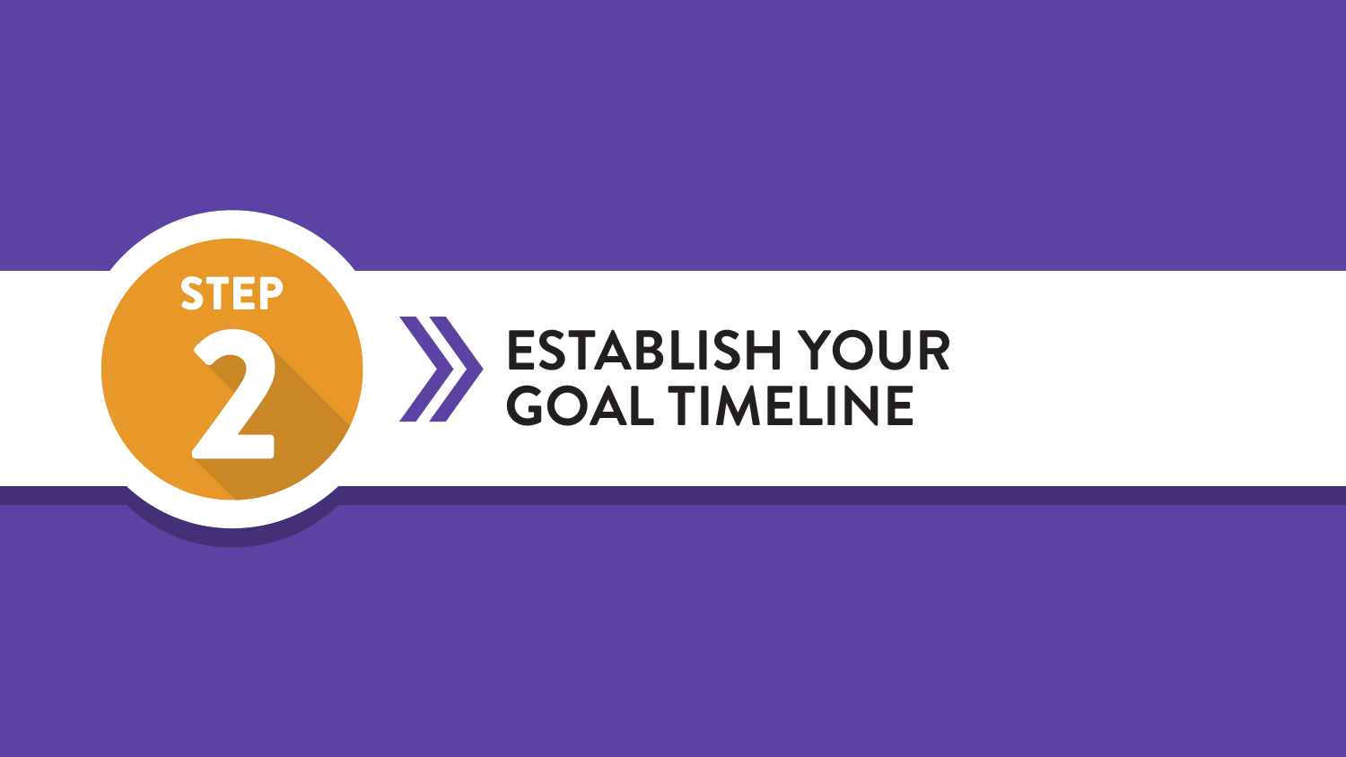STEP 2

# ESTABLISH YOUR GOAL TIMELINE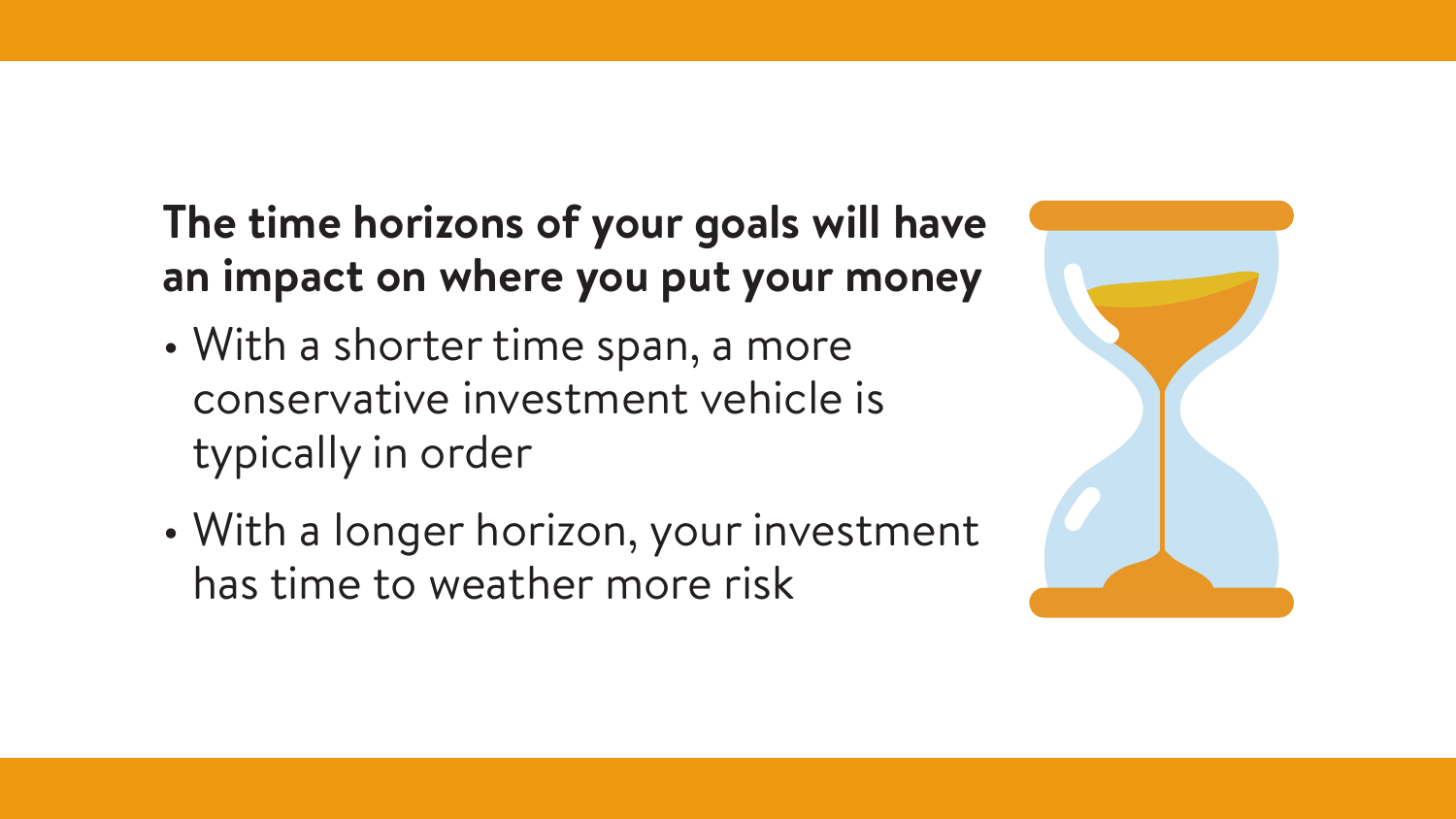**The time horizons of your goals will have an impact on where you put your money**

- With a shorter time span, a more conservative investment vehicle is typically in order
- With a longer horizon, your investment has time to weather more risk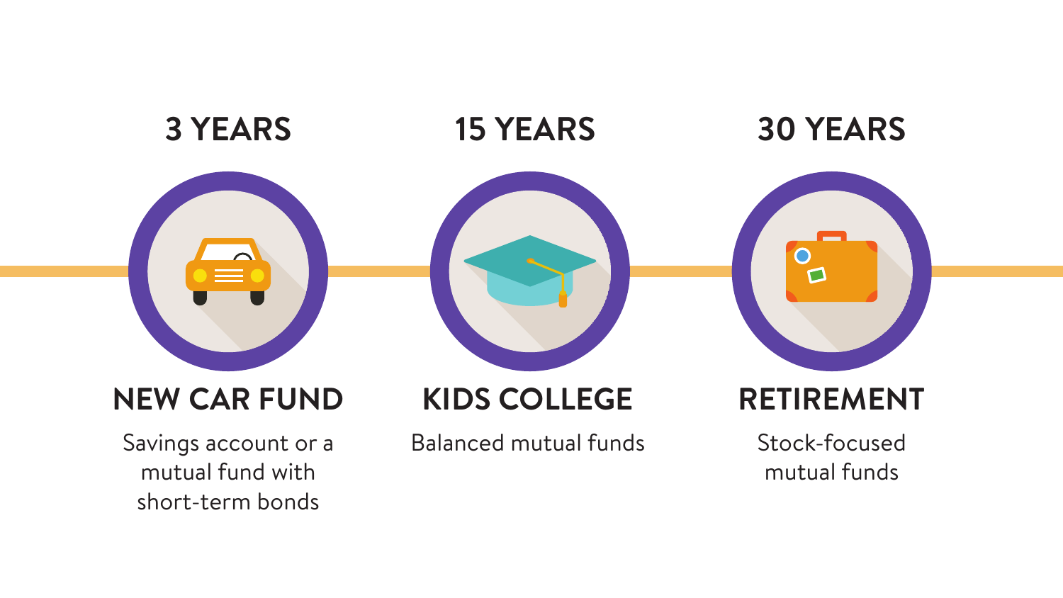**3 YEARS**

**NEW CAR FUND**

Savings account or a mutual fund with short-term bonds

**15 YEARS**

**KIDS COLLEGE**

Balanced mutual funds

**30 YEARS**

**RETIREMENT**

Stock-focused mutual funds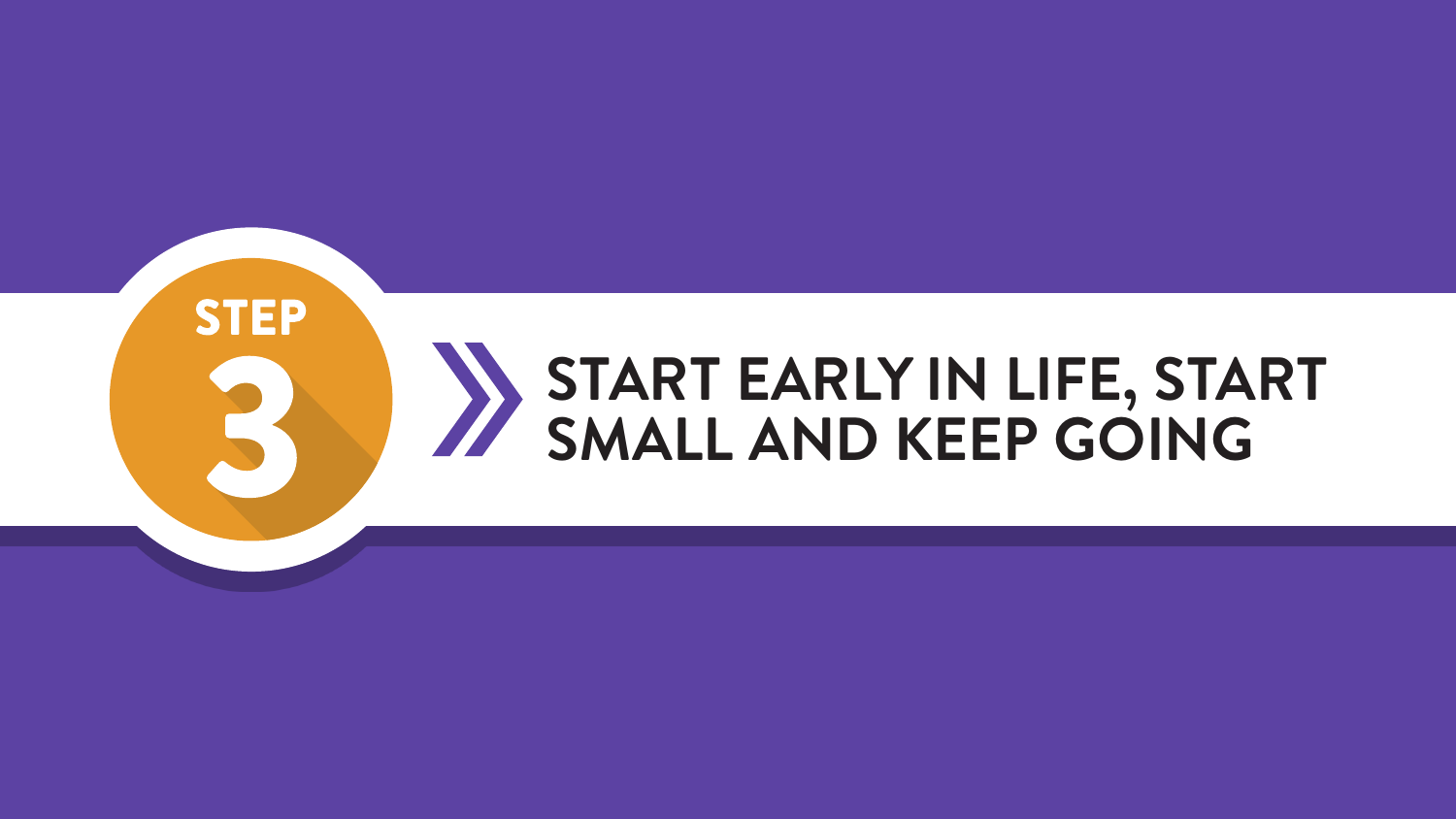# STEP 3

## START EARLY IN LIFE, START SMALL AND KEEP GOING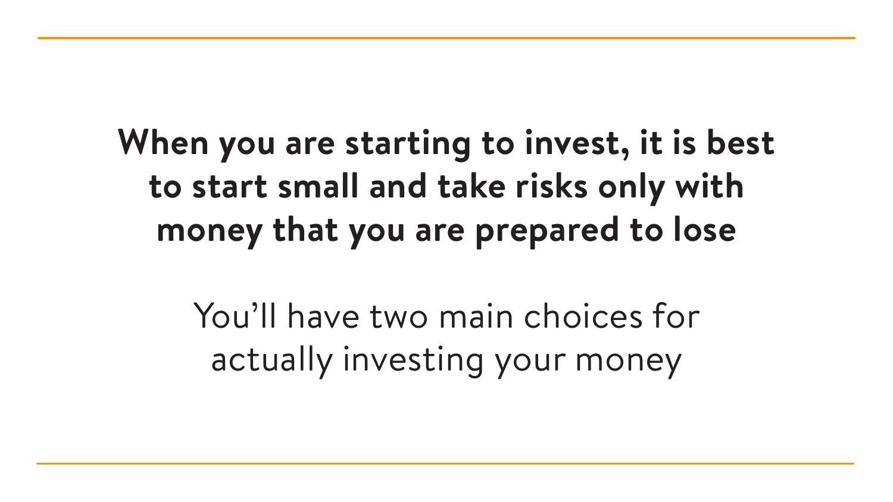**When you are starting to invest, it is best to start small and take risks only with money that you are prepared to lose**

You'll have two main choices for actually investing your money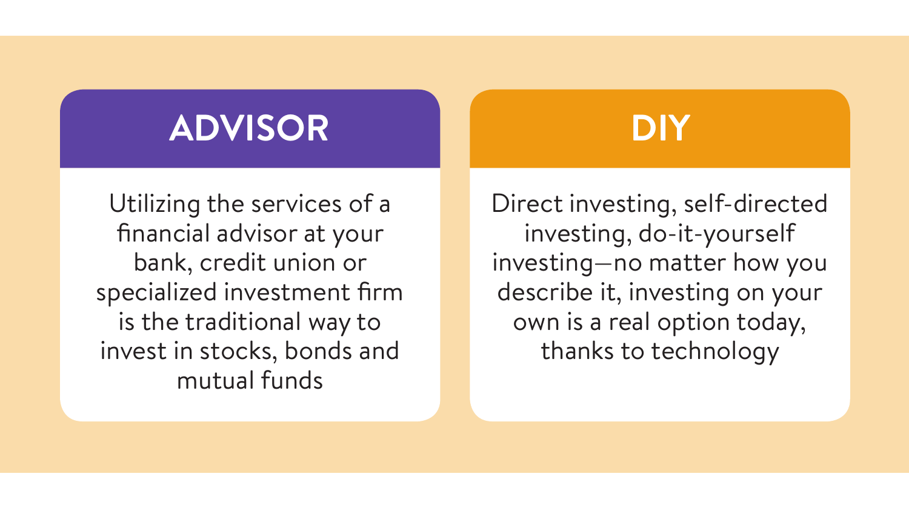## ADVISOR

Utilizing the services of a financial advisor at your bank, credit union or specialized investment firm is the traditional way to invest in stocks, bonds and mutual funds

## DIY

Direct investing, self-directed investing, do-it-yourself investing—no matter how you describe it, investing on your own is a real option today, thanks to technology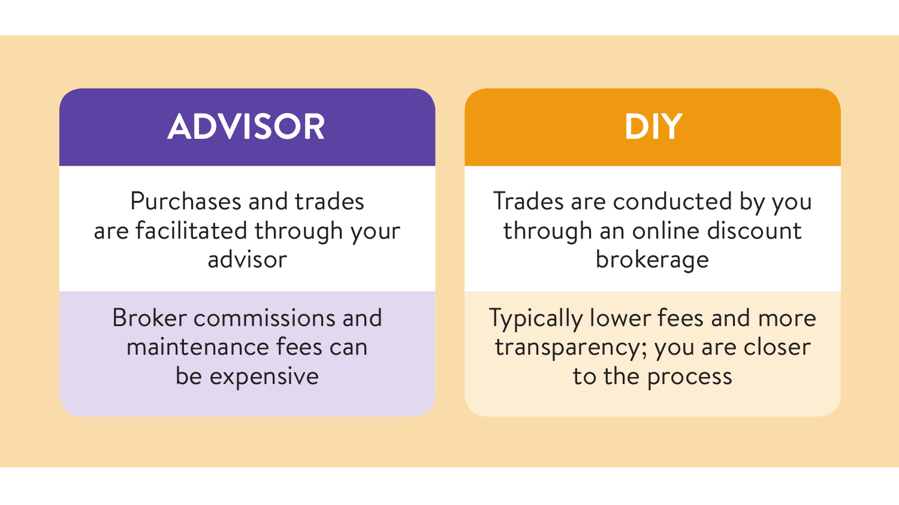| ADVISOR | DIY |
| --- | --- |
| Purchases and trades are facilitated through your advisor | Trades are conducted by you through an online discount brokerage |
| Broker commissions and maintenance fees can be expensive | Typically lower fees and more transparency; you are closer to the process |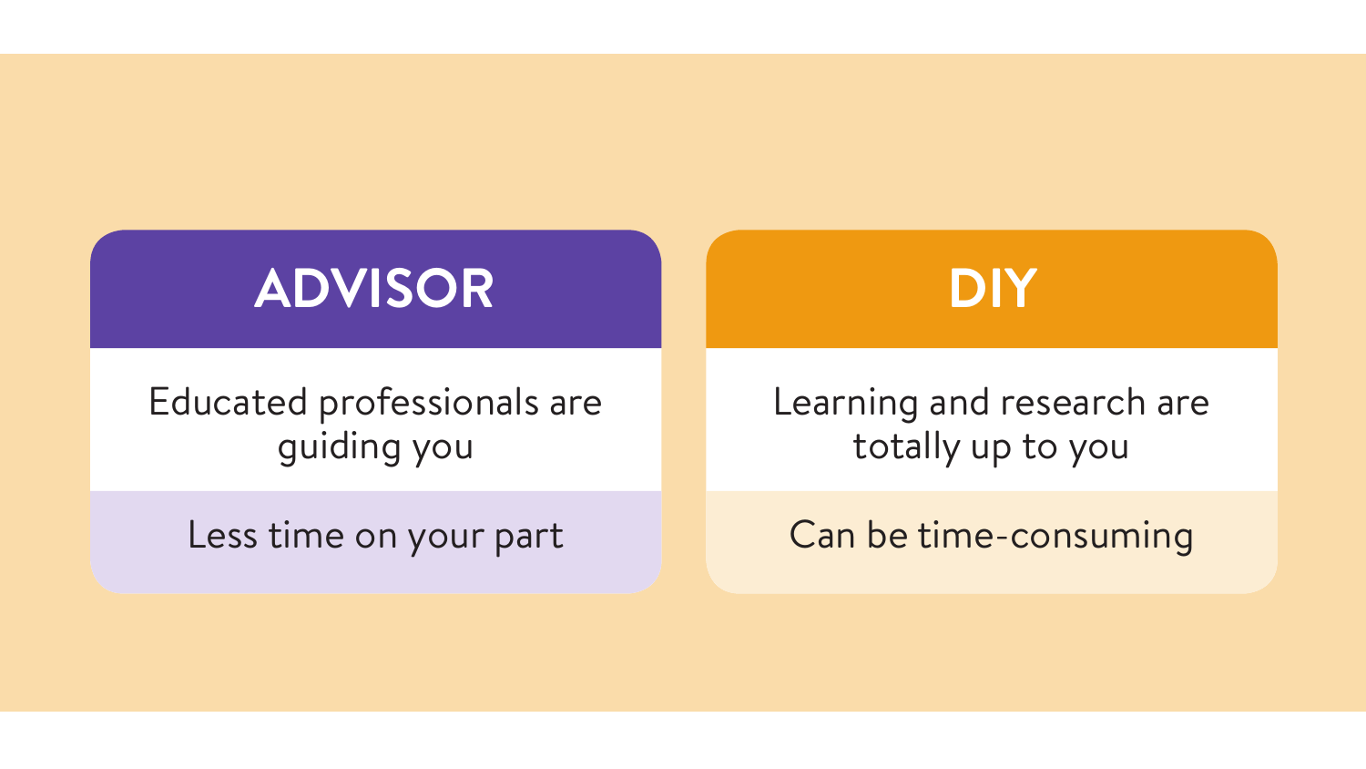| ADVISOR | DIY |
| --- | --- |
| Educated professionals are guiding you | Learning and research are totally up to you |
| Less time on your part | Can be time-consuming |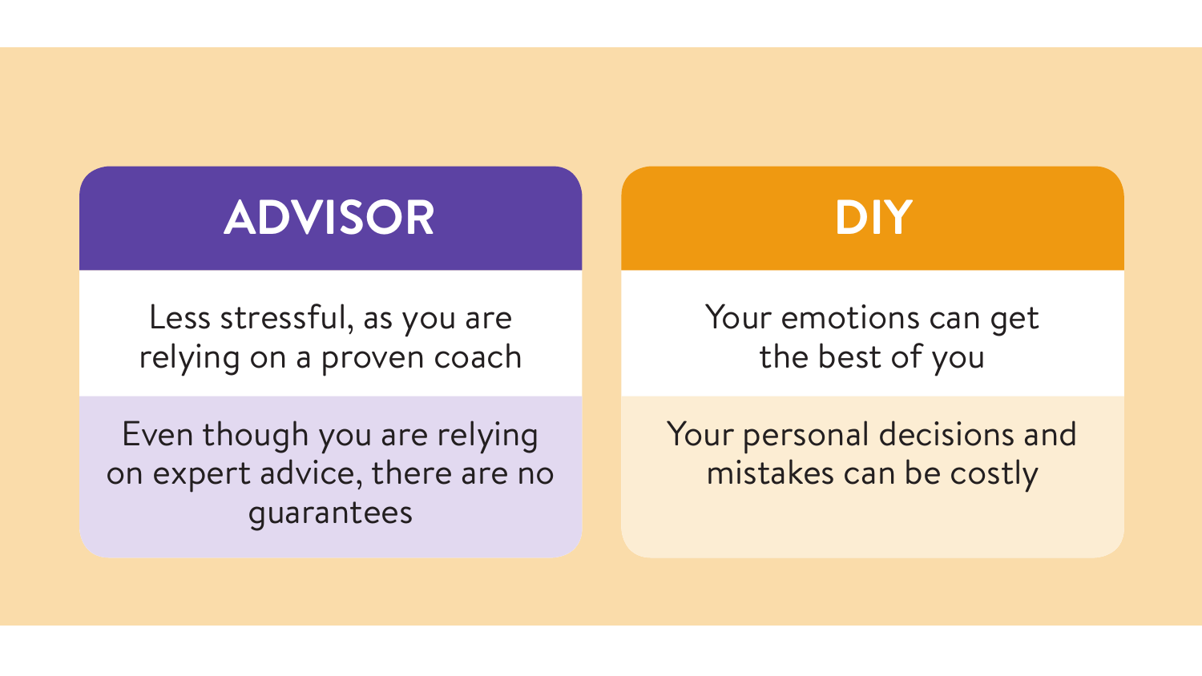| ADVISOR | DIY |
| --- | --- |
| Less stressful, as you are relying on a proven coach | Your emotions can get the best of you |
| Even though you are relying on expert advice, there are no guarantees | Your personal decisions and mistakes can be costly |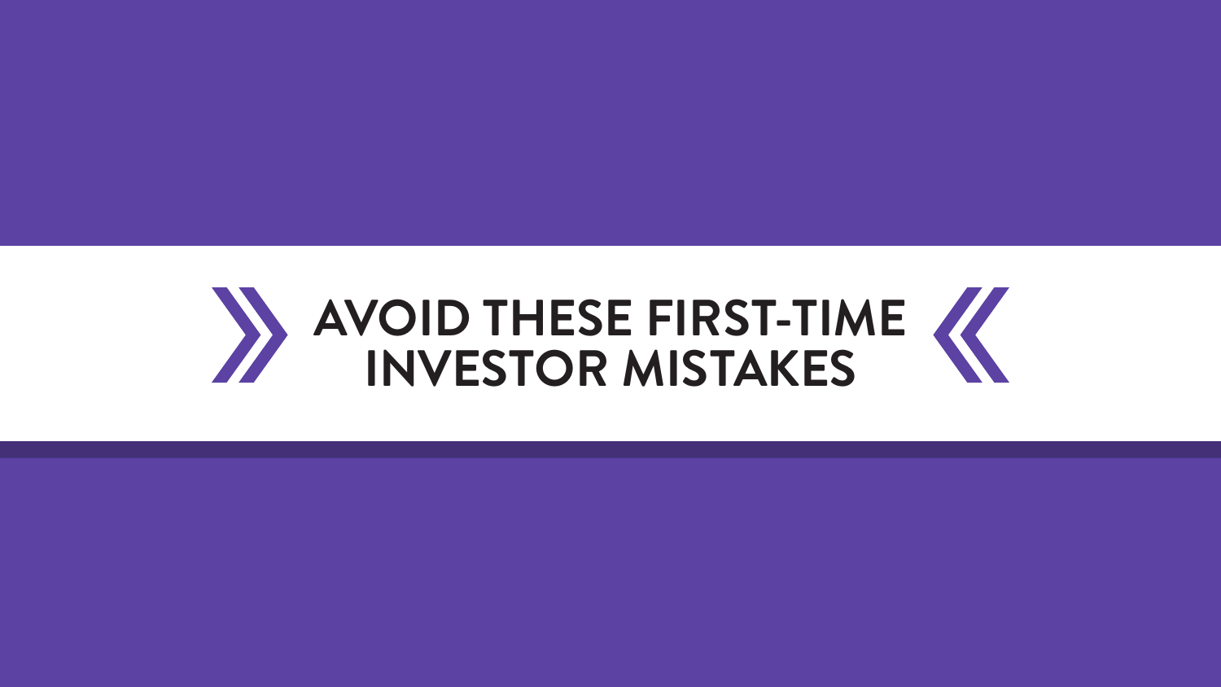# AVOID THESE FIRST-TIME INVESTOR MISTAKES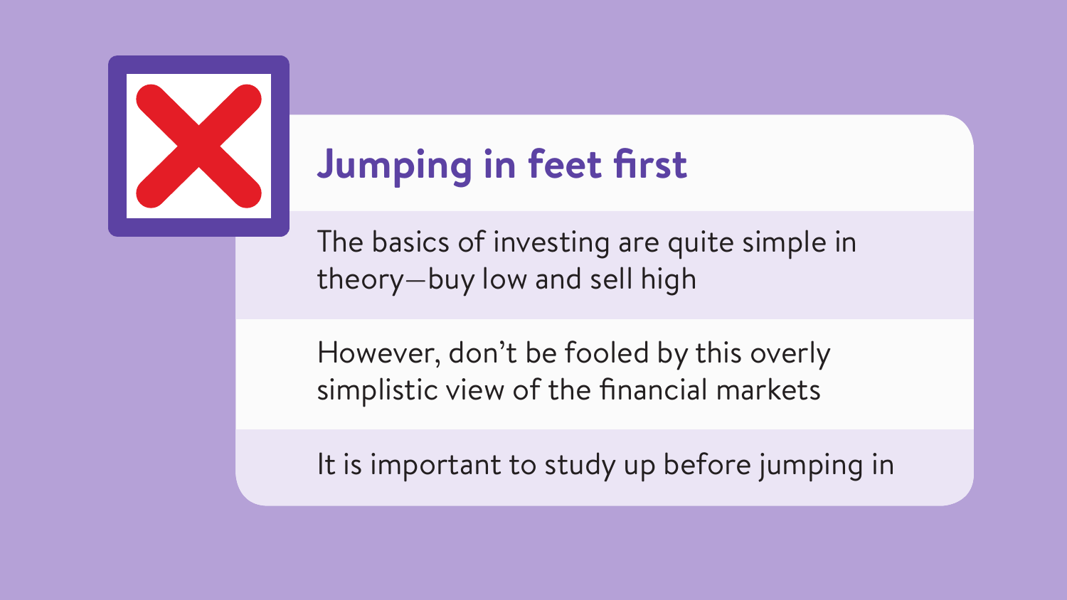## Jumping in feet first

The basics of investing are quite simple in theory—buy low and sell high

However, don't be fooled by this overly simplistic view of the financial markets

It is important to study up before jumping in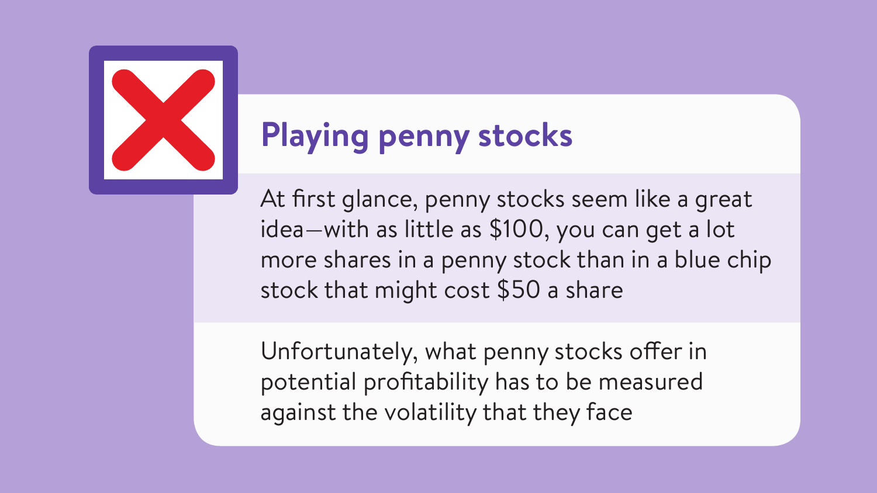## Playing penny stocks

At first glance, penny stocks seem like a great idea—with as little as $100, you can get a lot more shares in a penny stock than in a blue chip stock that might cost $50 a share

Unfortunately, what penny stocks offer in potential profitability has to be measured against the volatility that they face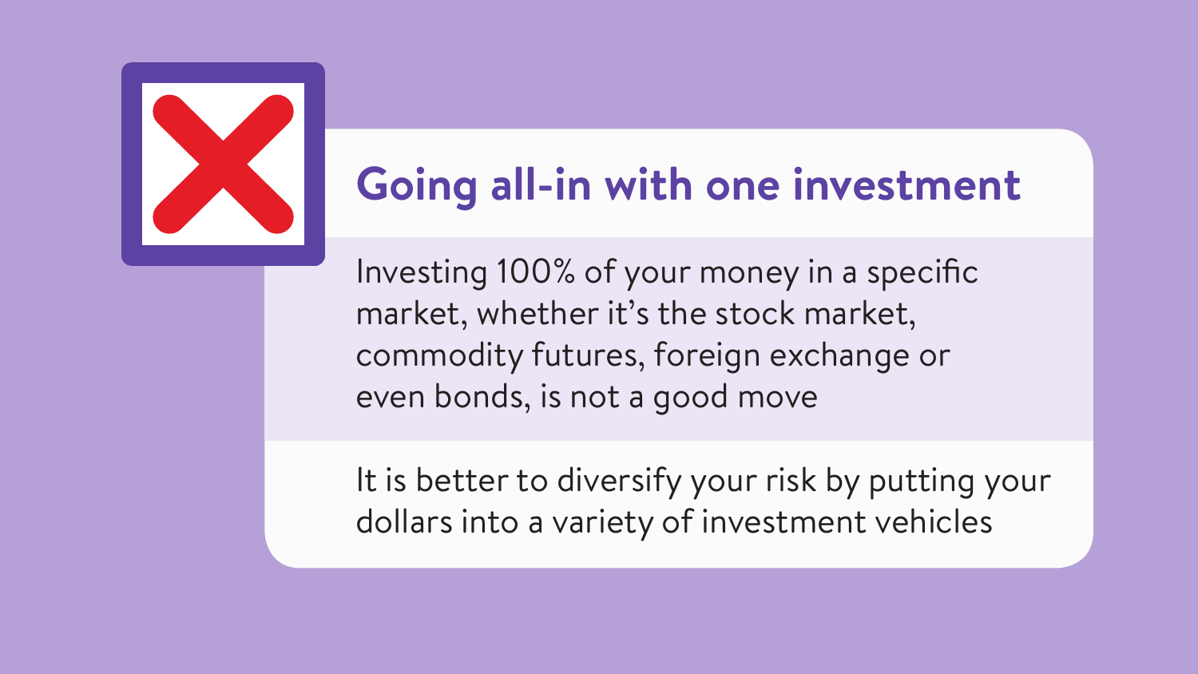## Going all-in with one investment

Investing 100% of your money in a specific market, whether it's the stock market, commodity futures, foreign exchange or even bonds, is not a good move

It is better to diversify your risk by putting your dollars into a variety of investment vehicles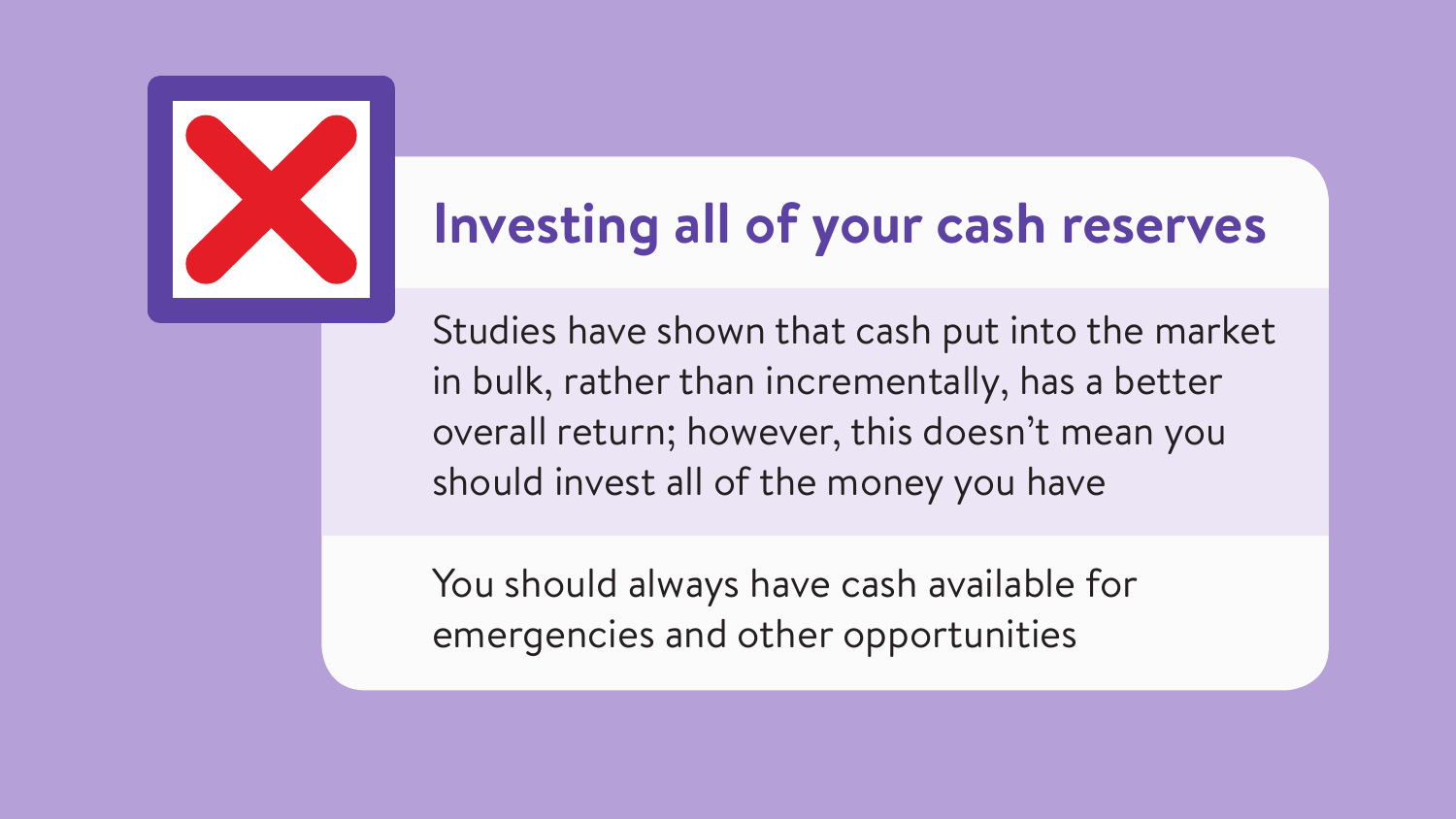## Investing all of your cash reserves

Studies have shown that cash put into the market in bulk, rather than incrementally, has a better overall return; however, this doesn't mean you should invest all of the money you have

You should always have cash available for emergencies and other opportunities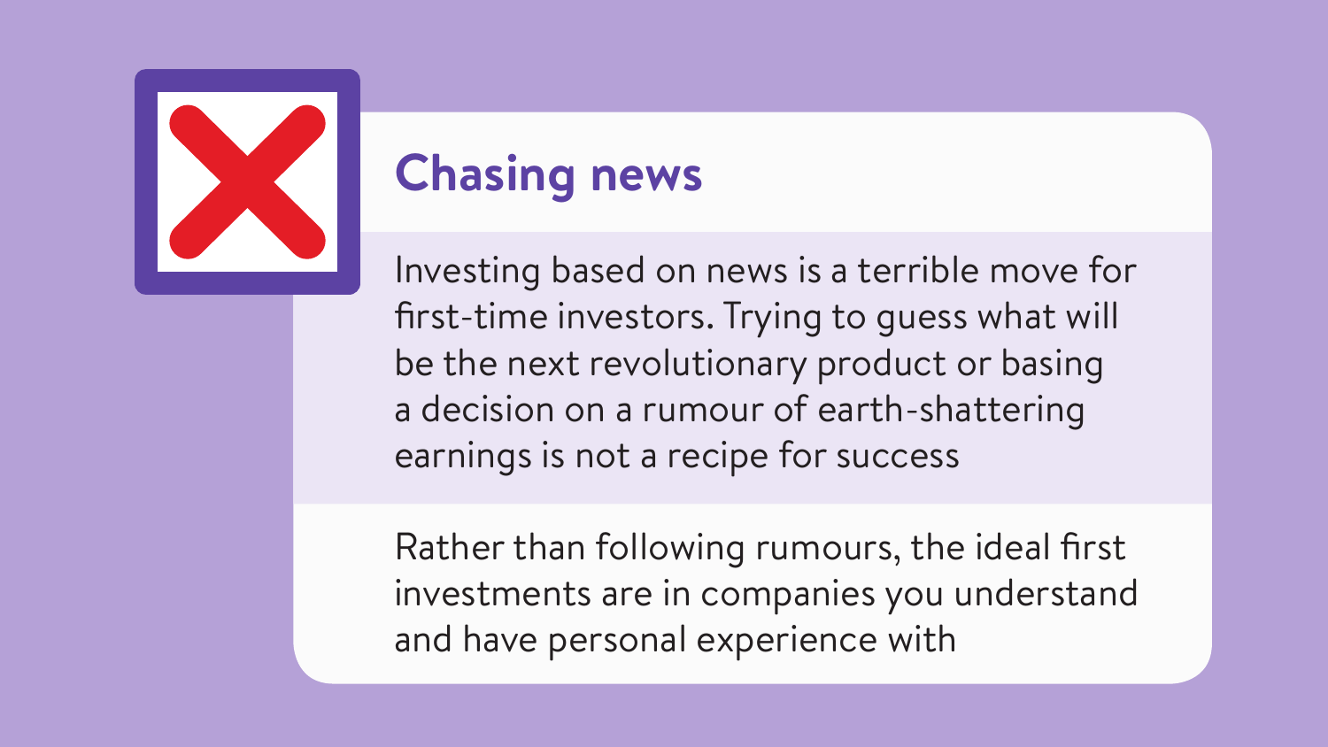## Chasing news

Investing based on news is a terrible move for first-time investors. Trying to guess what will be the next revolutionary product or basing a decision on a rumour of earth-shattering earnings is not a recipe for success

Rather than following rumours, the ideal first investments are in companies you understand and have personal experience with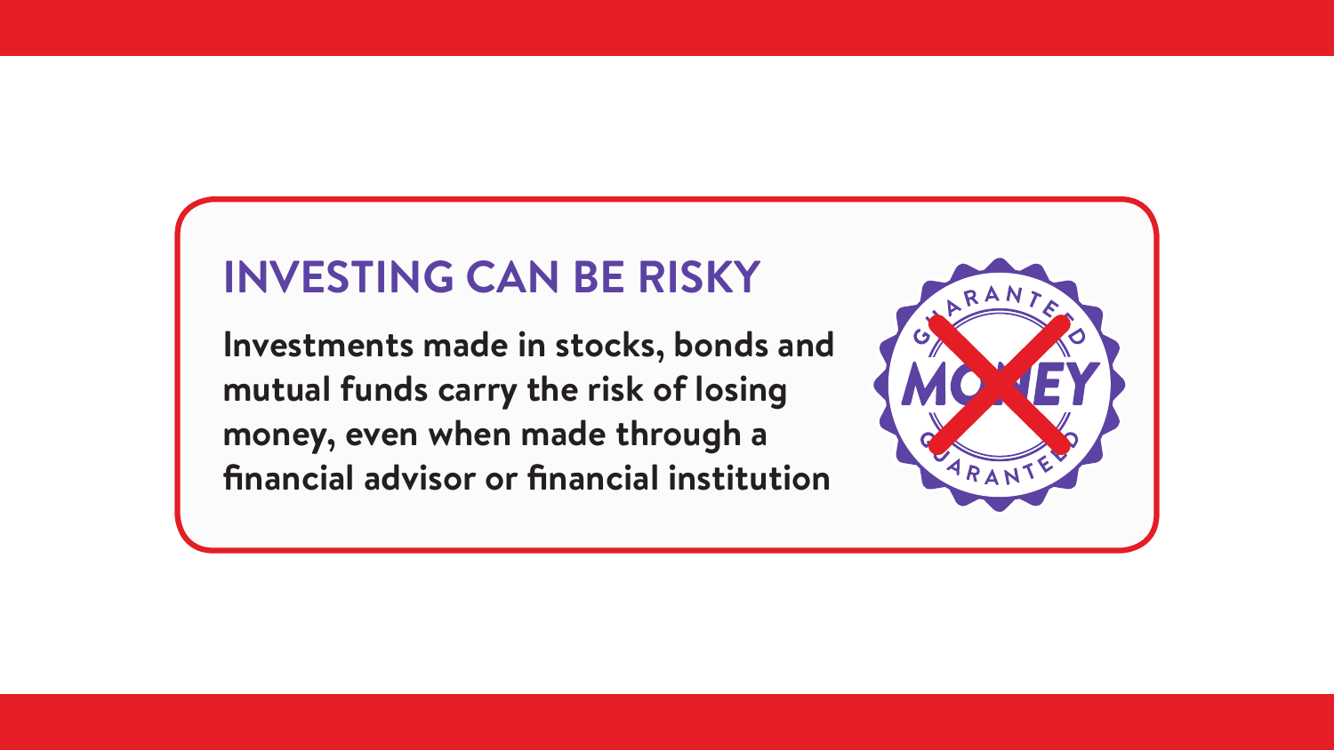## INVESTING CAN BE RISKY

**Investments made in stocks, bonds and mutual funds carry the risk of losing money, even when made through a financial advisor or financial institution**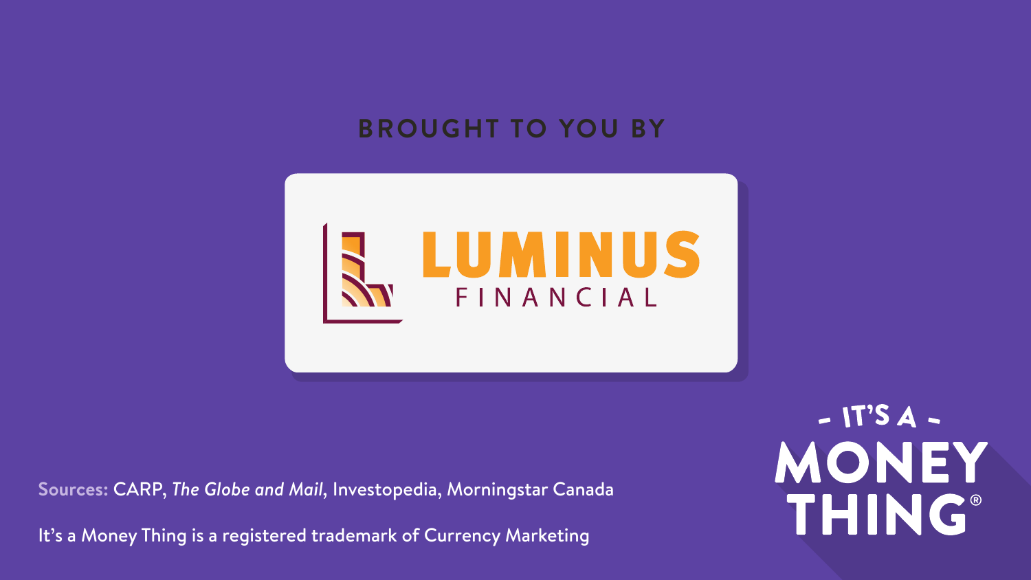BROUGHT TO YOU BY

LUMINUS FINANCIAL

**Sources:** CARP, *The Globe and Mail*, Investopedia, Morningstar Canada

It's a Money Thing is a registered trademark of Currency Marketing

- IT'S A -
MONEY THING®